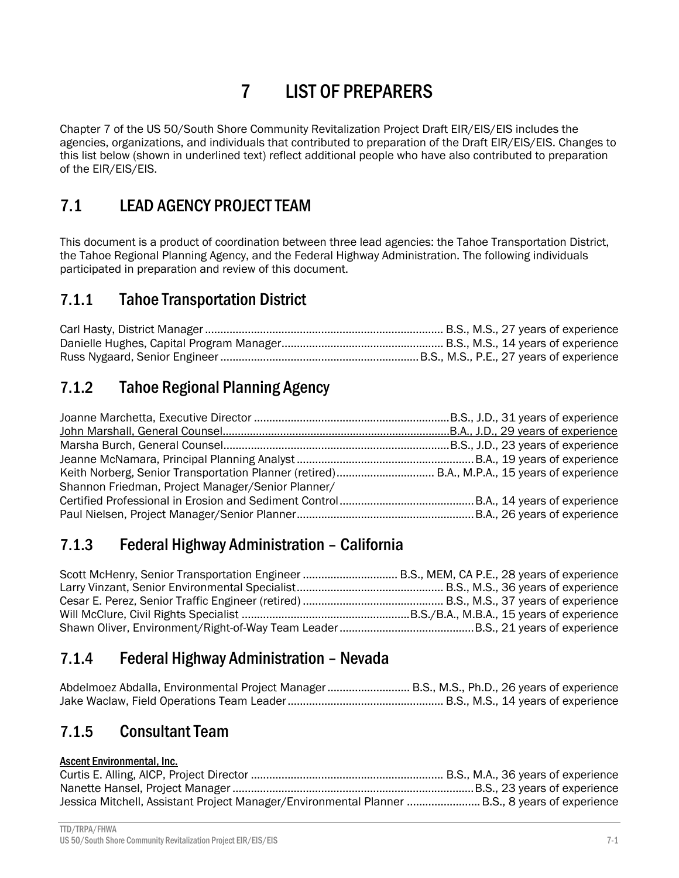# 7 LIST OF PREPARERS

Chapter 7 of the US 50/South Shore Community Revitalization Project Draft EIR/EIS/EIS includes the agencies, organizations, and individuals that contributed to preparation of the Draft EIR/EIS/EIS. Changes to this list below (shown in underlined text) reflect additional people who have also contributed to preparation of the EIR/EIS/EIS.

## 7.1 LEAD AGENCY PROJECT TEAM

This document is a product of coordination between three lead agencies: the Tahoe Transportation District, the Tahoe Regional Planning Agency, and the Federal Highway Administration. The following individuals participated in preparation and review of this document.

### 7.1.1 Tahoe Transportation District

Carl Hasty, District Manager ............................................................................ B.S., M.S., 27 years of experience
Danielle Hughes, Capital Program Manager.................................................... B.S., M.S., 14 years of experience
Russ Nygaard, Senior Engineer ................................................................B.S., M.S., P.E., 27 years of experience

### 7.1.2 Tahoe Regional Planning Agency

Joanne Marchetta, Executive Director ...............................................................B.S., J.D., 31 years of experience
<u>John Marshall, General Counsel.........................................................................B.A., J.D., 29 years of experience</u>
Marsha Burch, General Counsel.........................................................................B.S., J.D., 23 years of experience
Jeanne McNamara, Principal Planning Analyst .........................................................B.A., 19 years of experience
Keith Norberg, Senior Transportation Planner (retired)............................... B.A., M.P.A., 15 years of experience
Shannon Friedman, Project Manager/Senior Planner/
Certified Professional in Erosion and Sediment Control...........................................B.A., 14 years of experience
Paul Nielsen, Project Manager/Senior Planner.........................................................B.A., 26 years of experience

### 7.1.3 Federal Highway Administration – California

Scott McHenry, Senior Transportation Engineer .............................. B.S., MEM, CA P.E., 28 years of experience
Larry Vinzant, Senior Environmental Specialist............................................... B.S., M.S., 36 years of experience
Cesar E. Perez, Senior Traffic Engineer (retired) ............................................. B.S., M.S., 37 years of experience
Will McClure, Civil Rights Specialist ......................................................B.S./B.A., M.B.A., 15 years of experience
Shawn Oliver, Environment/Right-of-Way Team Leader ...........................................B.S., 21 years of experience

### 7.1.4 Federal Highway Administration – Nevada

Abdelmoez Abdalla, Environmental Project Manager .......................... B.S., M.S., Ph.D., 26 years of experience
Jake Waclaw, Field Operations Team Leader.................................................. B.S., M.S., 14 years of experience

### 7.1.5 Consultant Team

**<u>Ascent Environmental, Inc.</u>**

Curtis E. Alling, AICP, Project Director .............................................................. B.S., M.A., 36 years of experience
Nanette Hansel, Project Manager ..............................................................................B.S., 23 years of experience
Jessica Mitchell, Assistant Project Manager/Environmental Planner .......................B.S., 8 years of experience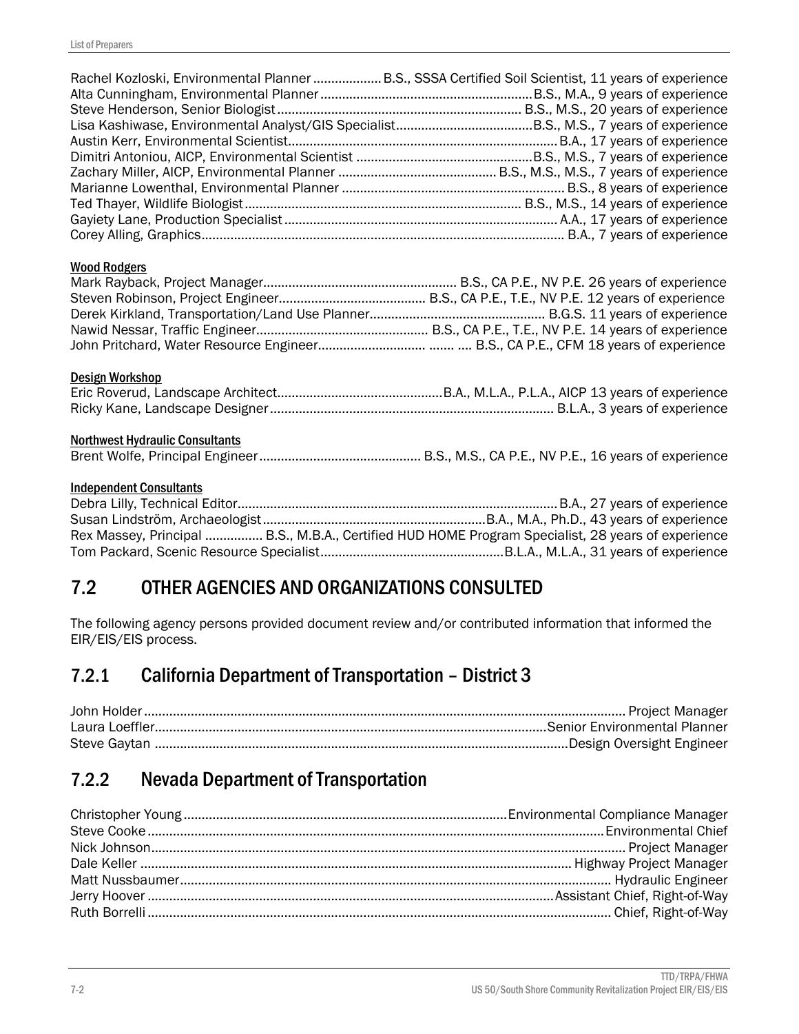Rachel Kozloski, Environmental Planner .................. B.S., SSSA Certified Soil Scientist, 11 years of experience
Alta Cunningham, Environmental Planner ..........................................................B.S., M.A., 9 years of experience
Steve Henderson, Senior Biologist ................................................................... B.S., M.S., 20 years of experience
Lisa Kashiwase, Environmental Analyst/GIS Specialist......................................B.S., M.S., 7 years of experience
Austin Kerr, Environmental Scientist..........................................................................B.A., 17 years of experience
Dimitri Antoniou, AICP, Environmental Scientist .................................................B.S., M.S., 7 years of experience
Zachary Miller, AICP, Environmental Planner ........................................... B.S., M.S., M.S., 7 years of experience
Marianne Lowenthal, Environmental Planner ............................................................. B.S., 8 years of experience
Ted Thayer, Wildlife Biologist ............................................................................ B.S., M.S., 14 years of experience
Gayiety Lane, Production Specialist ........................................................................... A.A., 17 years of experience
Corey Alling, Graphics.................................................................................................... B.A., 7 years of experience

**Wood Rodgers**

Mark Rayback, Project Manager..................................................... B.S., CA P.E., NV P.E. 26 years of experience
Steven Robinson, Project Engineer........................................ B.S., CA P.E., T.E., NV P.E. 12 years of experience
Derek Kirkland, Transportation/Land Use Planner................................................ B.G.S. 11 years of experience
Nawid Nessar, Traffic Engineer............................................... B.S., CA P.E., T.E., NV P.E. 14 years of experience
John Pritchard, Water Resource Engineer............................. ....... .... B.S., CA P.E., CFM 18 years of experience

**Design Workshop**

Eric Roverud, Landscape Architect.............................................B.A., M.L.A., P.L.A., AICP 13 years of experience
Ricky Kane, Landscape Designer .............................................................................. B.L.A., 3 years of experience

**Northwest Hydraulic Consultants**

Brent Wolfe, Principal Engineer ............................................ B.S., M.S., CA P.E., NV P.E., 16 years of experience

**Independent Consultants**

Debra Lilly, Technical Editor........................................................................................B.A., 27 years of experience
Susan Lindström, Archaeologist.............................................................B.A., M.A., Ph.D., 43 years of experience
Rex Massey, Principal ................ B.S., M.B.A., Certified HUD HOME Program Specialist, 28 years of experience
Tom Packard, Scenic Resource Specialist..................................................B.L.A., M.L.A., 31 years of experience

## 7.2 OTHER AGENCIES AND ORGANIZATIONS CONSULTED

The following agency persons provided document review and/or contributed information that informed the EIR/EIS/EIS process.

### 7.2.1 California Department of Transportation – District 3

John Holder ..................................................................................................................... Project Manager
Laura Loeffler............................................................................................Senior Environmental Planner
Steve Gaytan ................................................................................................Design Oversight Engineer

### 7.2.2 Nevada Department of Transportation

Christopher Young ........................................................................................Environmental Compliance Manager
Steve Cooke ..............................................................................................................Environmental Chief
Nick Johnson................................................................................................................... Project Manager
Dale Keller ........................................................................................................ Highway Project Manager
Matt Nussbaumer.............................................................................................................. Hydraulic Engineer
Jerry Hoover ................................................................................................Assistant Chief, Right-of-Way
Ruth Borrelli ................................................................................................................ Chief, Right-of-Way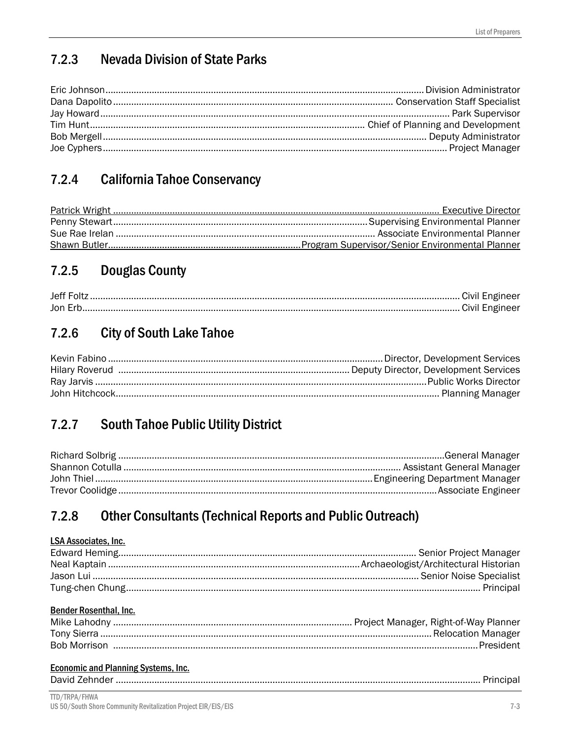### 7.2.3 Nevada Division of State Parks

Eric Johnson ........ Division Administrator
Dana Dapolito ........ Conservation Staff Specialist
Jay Howard ........ Park Supervisor
Tim Hunt ........ Chief of Planning and Development
Bob Mergell ........ Deputy Administrator
Joe Cyphers ........ Project Manager

### 7.2.4 California Tahoe Conservancy

Patrick Wright ........ Executive Director
Penny Stewart ........ Supervising Environmental Planner
Sue Rae Irelan ........ Associate Environmental Planner
Shawn Butler ........ Program Supervisor/Senior Environmental Planner

### 7.2.5 Douglas County

Jeff Foltz ........ Civil Engineer
Jon Erb ........ Civil Engineer

### 7.2.6 City of South Lake Tahoe

Kevin Fabino ........ Director, Development Services
Hilary Roverud ........ Deputy Director, Development Services
Ray Jarvis ........ Public Works Director
John Hitchcock ........ Planning Manager

### 7.2.7 South Tahoe Public Utility District

Richard Solbrig ........ General Manager
Shannon Cotulla ........ Assistant General Manager
John Thiel ........ Engineering Department Manager
Trevor Coolidge ........ Associate Engineer

### 7.2.8 Other Consultants (Technical Reports and Public Outreach)

**LSA Associates, Inc.**

Edward Heming ........ Senior Project Manager
Neal Kaptain ........ Archaeologist/Architectural Historian
Jason Lui ........ Senior Noise Specialist
Tung-chen Chung ........ Principal

**Bender Rosenthal, Inc.**

Mike Lahodny ........ Project Manager, Right-of-Way Planner
Tony Sierra ........ Relocation Manager
Bob Morrison ........ President

**Economic and Planning Systems, Inc.**

David Zehnder ........ Principal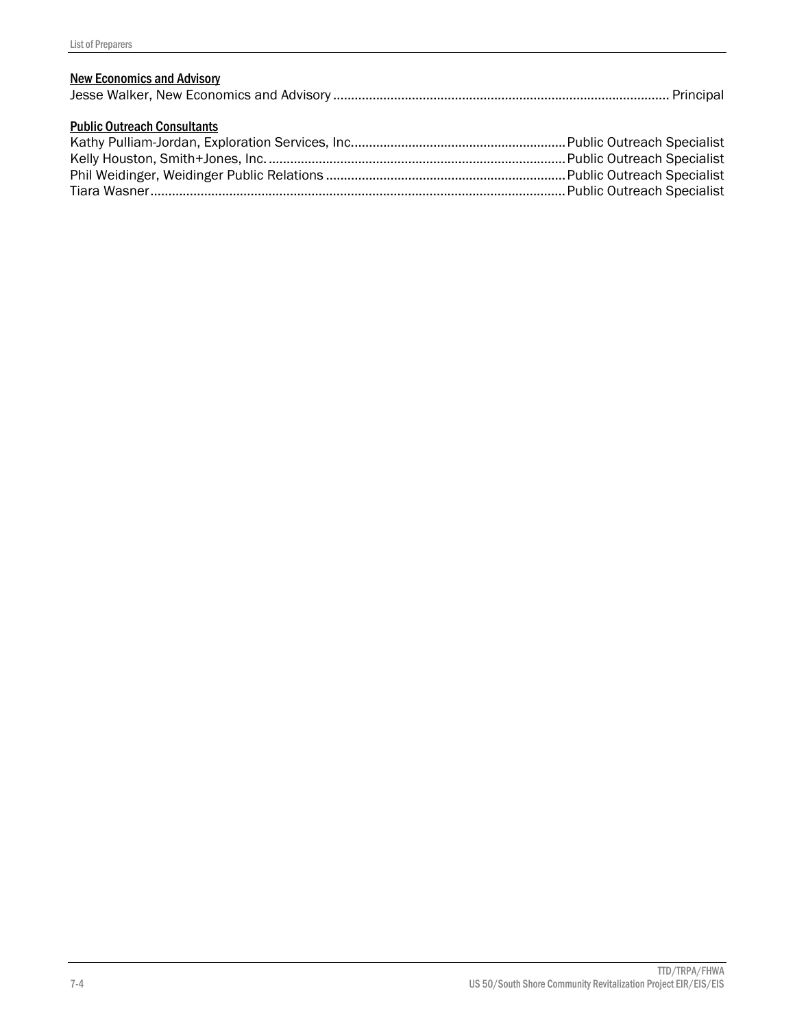<u>New Economics and Advisory</u>

Jesse Walker, New Economics and Advisory ............................................................................................. Principal

<u>Public Outreach Consultants</u>

Kathy Pulliam-Jordan, Exploration Services, Inc........................................................... Public Outreach Specialist
Kelly Houston, Smith+Jones, Inc. .................................................................................. Public Outreach Specialist
Phil Weidinger, Weidinger Public Relations .................................................................. Public Outreach Specialist
Tiara Wasner .................................................................................................................. Public Outreach Specialist